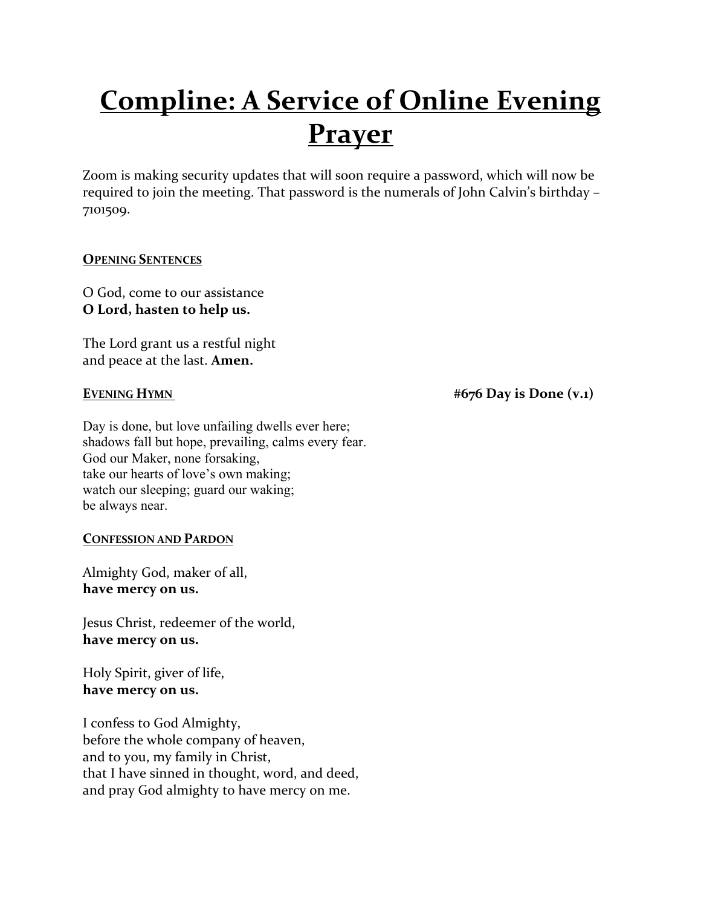# Compline: A Service of Online Evening Prayer

Zoom is making security updates that will soon require a password, which will now be required to join the meeting. That password is the numerals of John Calvin's birthday – 7101509.

### Opening Sentences

O God, come to our assistance
**O Lord, hasten to help us.**

The Lord grant us a restful night
and peace at the last. **Amen.**

### Evening Hymn

**#676 Day is Done (v.1)**

Day is done, but love unfailing dwells ever here;
shadows fall but hope, prevailing, calms every fear.
God our Maker, none forsaking,
take our hearts of love's own making;
watch our sleeping; guard our waking;
be always near.

### Confession and Pardon

Almighty God, maker of all,
**have mercy on us.**

Jesus Christ, redeemer of the world,
**have mercy on us.**

Holy Spirit, giver of life,
**have mercy on us.**

I confess to God Almighty,
before the whole company of heaven,
and to you, my family in Christ,
that I have sinned in thought, word, and deed,
and pray God almighty to have mercy on me.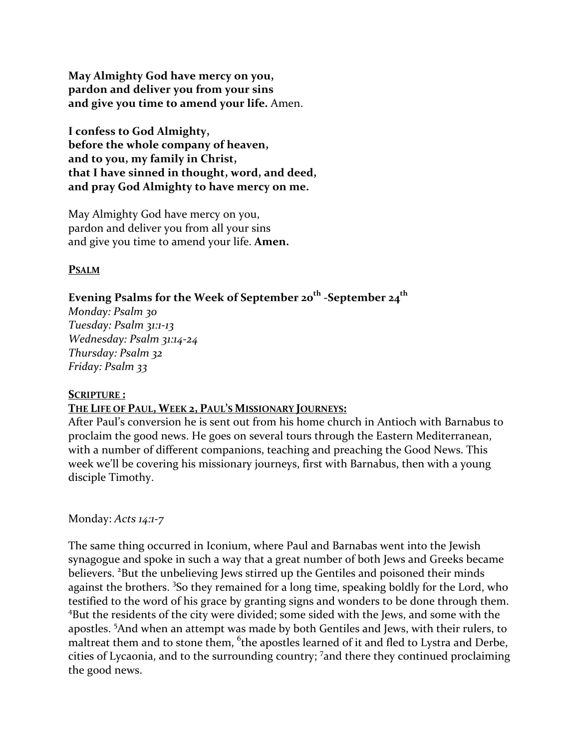**May Almighty God have mercy on you,**
**pardon and deliver you from your sins**
**and give you time to amend your life.** Amen.

**I confess to God Almighty,**
**before the whole company of heaven,**
**and to you, my family in Christ,**
**that I have sinned in thought, word, and deed,**
**and pray God Almighty to have mercy on me.**

May Almighty God have mercy on you,
pardon and deliver you from all your sins
and give you time to amend your life. **Amen.**

**PSALM**

### Evening Psalms for the Week of September 20th -September 24th

*Monday: Psalm 30*
*Tuesday: Psalm 31:1-13*
*Wednesday: Psalm 31:14-24*
*Thursday: Psalm 32*
*Friday: Psalm 33*

**SCRIPTURE :**

**THE LIFE OF PAUL, WEEK 2, PAUL'S MISSIONARY JOURNEYS:**

After Paul's conversion he is sent out from his home church in Antioch with Barnabus to proclaim the good news. He goes on several tours through the Eastern Mediterranean, with a number of different companions, teaching and preaching the Good News. This week we'll be covering his missionary journeys, first with Barnabus, then with a young disciple Timothy.

Monday: *Acts 14:1-7*

The same thing occurred in Iconium, where Paul and Barnabas went into the Jewish synagogue and spoke in such a way that a great number of both Jews and Greeks became believers. [2]But the unbelieving Jews stirred up the Gentiles and poisoned their minds against the brothers. [3]So they remained for a long time, speaking boldly for the Lord, who testified to the word of his grace by granting signs and wonders to be done through them. [4]But the residents of the city were divided; some sided with the Jews, and some with the apostles. [5]And when an attempt was made by both Gentiles and Jews, with their rulers, to maltreat them and to stone them, [6]the apostles learned of it and fled to Lystra and Derbe, cities of Lycaonia, and to the surrounding country; [7]and there they continued proclaiming the good news.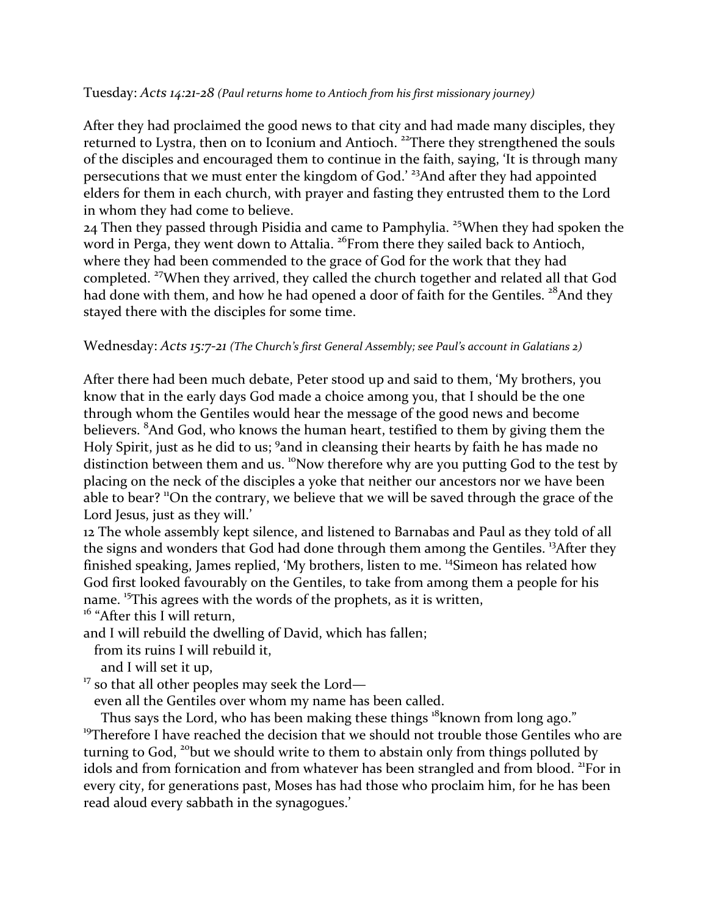Tuesday: *Acts 14:21-28 (Paul returns home to Antioch from his first missionary journey)*

After they had proclaimed the good news to that city and had made many disciples, they returned to Lystra, then on to Iconium and Antioch. [22]There they strengthened the souls of the disciples and encouraged them to continue in the faith, saying, 'It is through many persecutions that we must enter the kingdom of God.' [23]And after they had appointed elders for them in each church, with prayer and fasting they entrusted them to the Lord in whom they had come to believe.
24 Then they passed through Pisidia and came to Pamphylia. [25]When they had spoken the word in Perga, they went down to Attalia. [26]From there they sailed back to Antioch, where they had been commended to the grace of God for the work that they had completed. [27]When they arrived, they called the church together and related all that God had done with them, and how he had opened a door of faith for the Gentiles. [28]And they stayed there with the disciples for some time.

Wednesday: *Acts 15:7-21 (The Church's first General Assembly; see Paul's account in Galatians 2)*

After there had been much debate, Peter stood up and said to them, 'My brothers, you know that in the early days God made a choice among you, that I should be the one through whom the Gentiles would hear the message of the good news and become believers. [8]And God, who knows the human heart, testified to them by giving them the Holy Spirit, just as he did to us; [9]and in cleansing their hearts by faith he has made no distinction between them and us. [10]Now therefore why are you putting God to the test by placing on the neck of the disciples a yoke that neither our ancestors nor we have been able to bear? [11]On the contrary, we believe that we will be saved through the grace of the Lord Jesus, just as they will.'
12 The whole assembly kept silence, and listened to Barnabas and Paul as they told of all the signs and wonders that God had done through them among the Gentiles. [13]After they finished speaking, James replied, 'My brothers, listen to me. [14]Simeon has related how God first looked favourably on the Gentiles, to take from among them a people for his name. [15]This agrees with the words of the prophets, as it is written,
[16] "After this I will return,
and I will rebuild the dwelling of David, which has fallen;
  from its ruins I will rebuild it,
    and I will set it up,
[17] so that all other peoples may seek the Lord—
  even all the Gentiles over whom my name has been called.
    Thus says the Lord, who has been making these things [18]known from long ago."
[19]Therefore I have reached the decision that we should not trouble those Gentiles who are turning to God, [20]but we should write to them to abstain only from things polluted by idols and from fornication and from whatever has been strangled and from blood. [21]For in every city, for generations past, Moses has had those who proclaim him, for he has been read aloud every sabbath in the synagogues.'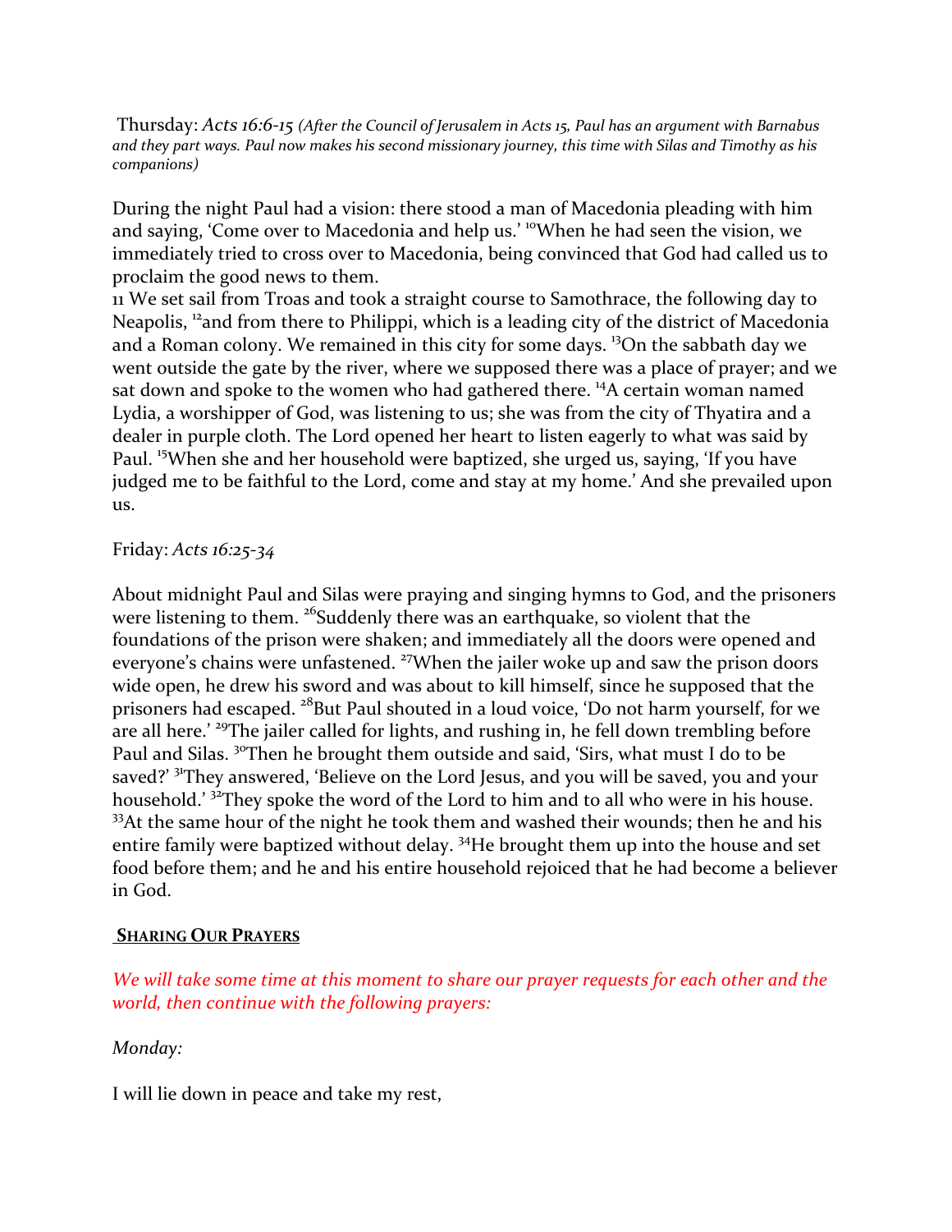Thursday: *Acts 16:6-15 (After the Council of Jerusalem in Acts 15, Paul has an argument with Barnabus and they part ways. Paul now makes his second missionary journey, this time with Silas and Timothy as his companions)*

During the night Paul had a vision: there stood a man of Macedonia pleading with him and saying, 'Come over to Macedonia and help us.' [10]When he had seen the vision, we immediately tried to cross over to Macedonia, being convinced that God had called us to proclaim the good news to them.
11 We set sail from Troas and took a straight course to Samothrace, the following day to Neapolis, [12]and from there to Philippi, which is a leading city of the district of Macedonia and a Roman colony. We remained in this city for some days. [13]On the sabbath day we went outside the gate by the river, where we supposed there was a place of prayer; and we sat down and spoke to the women who had gathered there. [14]A certain woman named Lydia, a worshipper of God, was listening to us; she was from the city of Thyatira and a dealer in purple cloth. The Lord opened her heart to listen eagerly to what was said by Paul. [15]When she and her household were baptized, she urged us, saying, 'If you have judged me to be faithful to the Lord, come and stay at my home.' And she prevailed upon us.

Friday: *Acts 16:25-34*

About midnight Paul and Silas were praying and singing hymns to God, and the prisoners were listening to them. [26]Suddenly there was an earthquake, so violent that the foundations of the prison were shaken; and immediately all the doors were opened and everyone's chains were unfastened. [27]When the jailer woke up and saw the prison doors wide open, he drew his sword and was about to kill himself, since he supposed that the prisoners had escaped. [28]But Paul shouted in a loud voice, 'Do not harm yourself, for we are all here.' [29]The jailer called for lights, and rushing in, he fell down trembling before Paul and Silas. [30]Then he brought them outside and said, 'Sirs, what must I do to be saved?' [31]They answered, 'Believe on the Lord Jesus, and you will be saved, you and your household.' [32]They spoke the word of the Lord to him and to all who were in his house. [33]At the same hour of the night he took them and washed their wounds; then he and his entire family were baptized without delay. [34]He brought them up into the house and set food before them; and he and his entire household rejoiced that he had become a believer in God.

## SHARING OUR PRAYERS

*We will take some time at this moment to share our prayer requests for each other and the world, then continue with the following prayers:*

*Monday:*

I will lie down in peace and take my rest,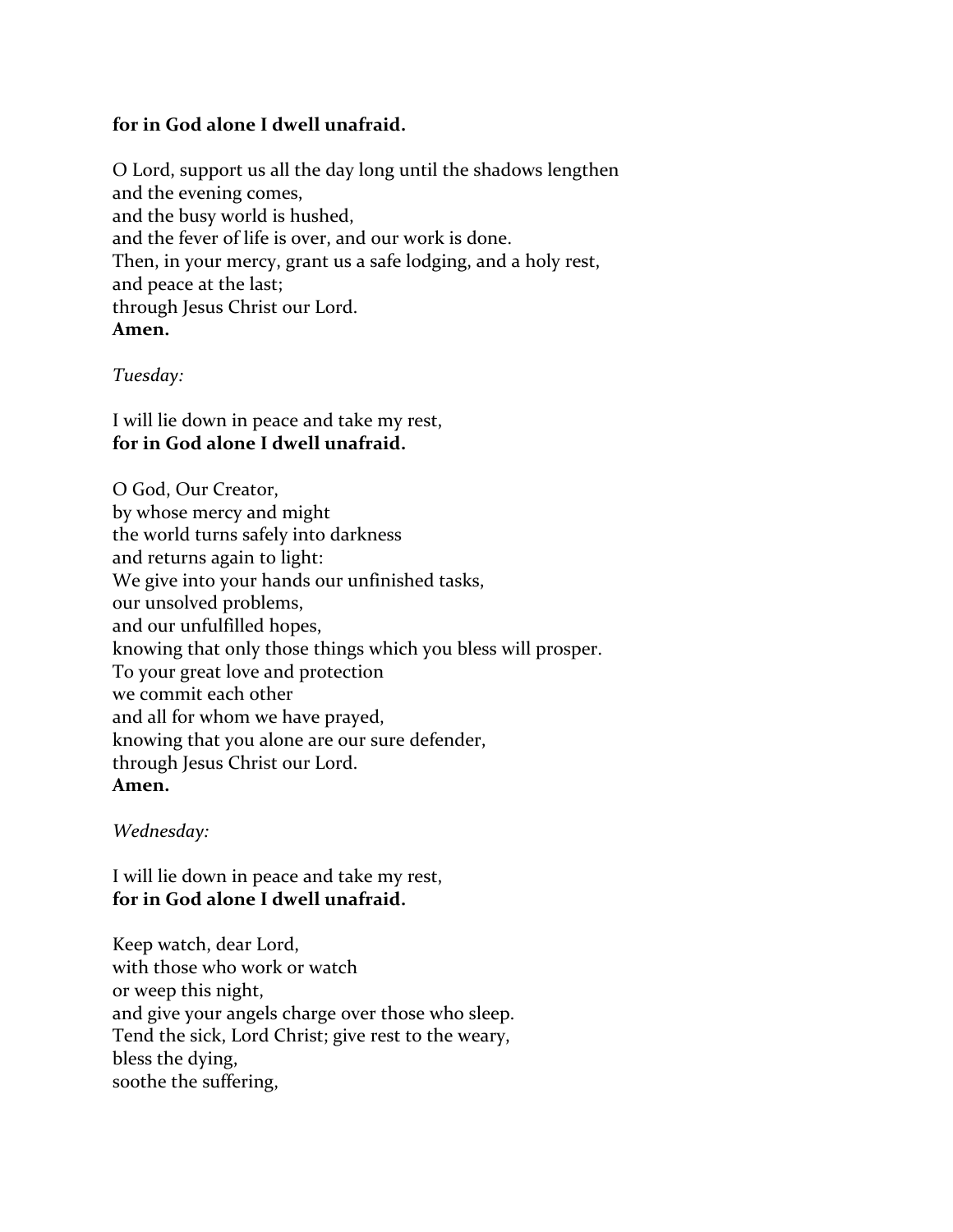**for in God alone I dwell unafraid.**

O Lord, support us all the day long until the shadows lengthen
and the evening comes,
and the busy world is hushed,
and the fever of life is over, and our work is done.
Then, in your mercy, grant us a safe lodging, and a holy rest,
and peace at the last;
through Jesus Christ our Lord.
**Amen.**

*Tuesday:*

I will lie down in peace and take my rest,
**for in God alone I dwell unafraid.**

O God, Our Creator,
by whose mercy and might
the world turns safely into darkness
and returns again to light:
We give into your hands our unfinished tasks,
our unsolved problems,
and our unfulfilled hopes,
knowing that only those things which you bless will prosper.
To your great love and protection
we commit each other
and all for whom we have prayed,
knowing that you alone are our sure defender,
through Jesus Christ our Lord.
**Amen.**

*Wednesday:*

I will lie down in peace and take my rest,
**for in God alone I dwell unafraid.**

Keep watch, dear Lord,
with those who work or watch
or weep this night,
and give your angels charge over those who sleep.
Tend the sick, Lord Christ; give rest to the weary,
bless the dying,
soothe the suffering,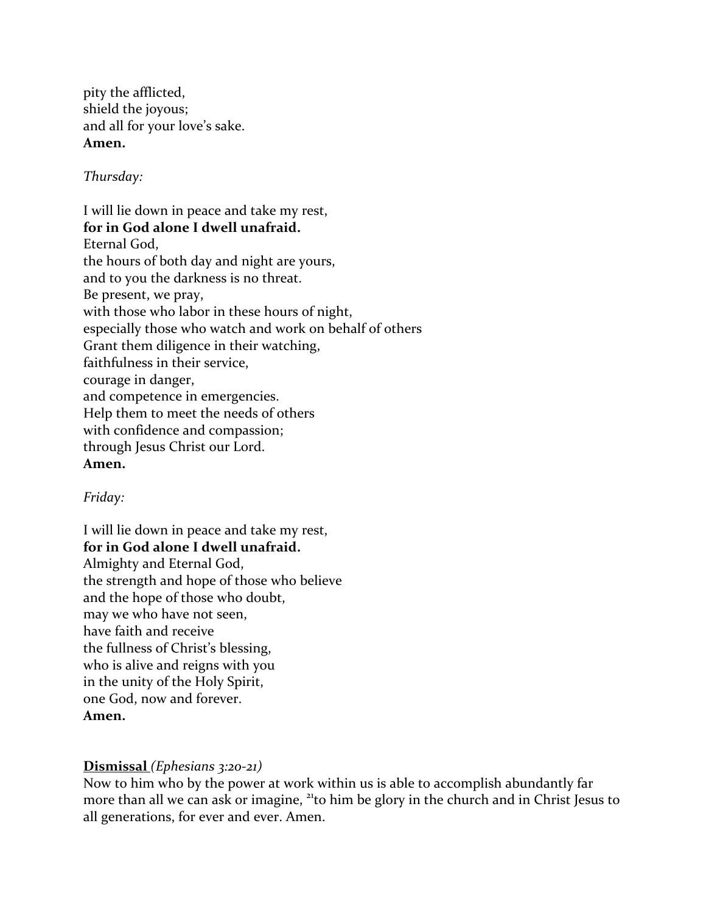pity the afflicted,
shield the joyous;
and all for your love's sake.
**Amen.**

*Thursday:*

I will lie down in peace and take my rest,
**for in God alone I dwell unafraid.**
Eternal God,
the hours of both day and night are yours,
and to you the darkness is no threat.
Be present, we pray,
with those who labor in these hours of night,
especially those who watch and work on behalf of others
Grant them diligence in their watching,
faithfulness in their service,
courage in danger,
and competence in emergencies.
Help them to meet the needs of others
with confidence and compassion;
through Jesus Christ our Lord.
**Amen.**

*Friday:*

I will lie down in peace and take my rest,
**for in God alone I dwell unafraid.**
Almighty and Eternal God,
the strength and hope of those who believe
and the hope of those who doubt,
may we who have not seen,
have faith and receive
the fullness of Christ's blessing,
who is alive and reigns with you
in the unity of the Holy Spirit,
one God, now and forever.
**Amen.**

**Dismissal** *(Ephesians 3:20-21)*
Now to him who by the power at work within us is able to accomplish abundantly far more than all we can ask or imagine, [21]to him be glory in the church and in Christ Jesus to all generations, for ever and ever. Amen.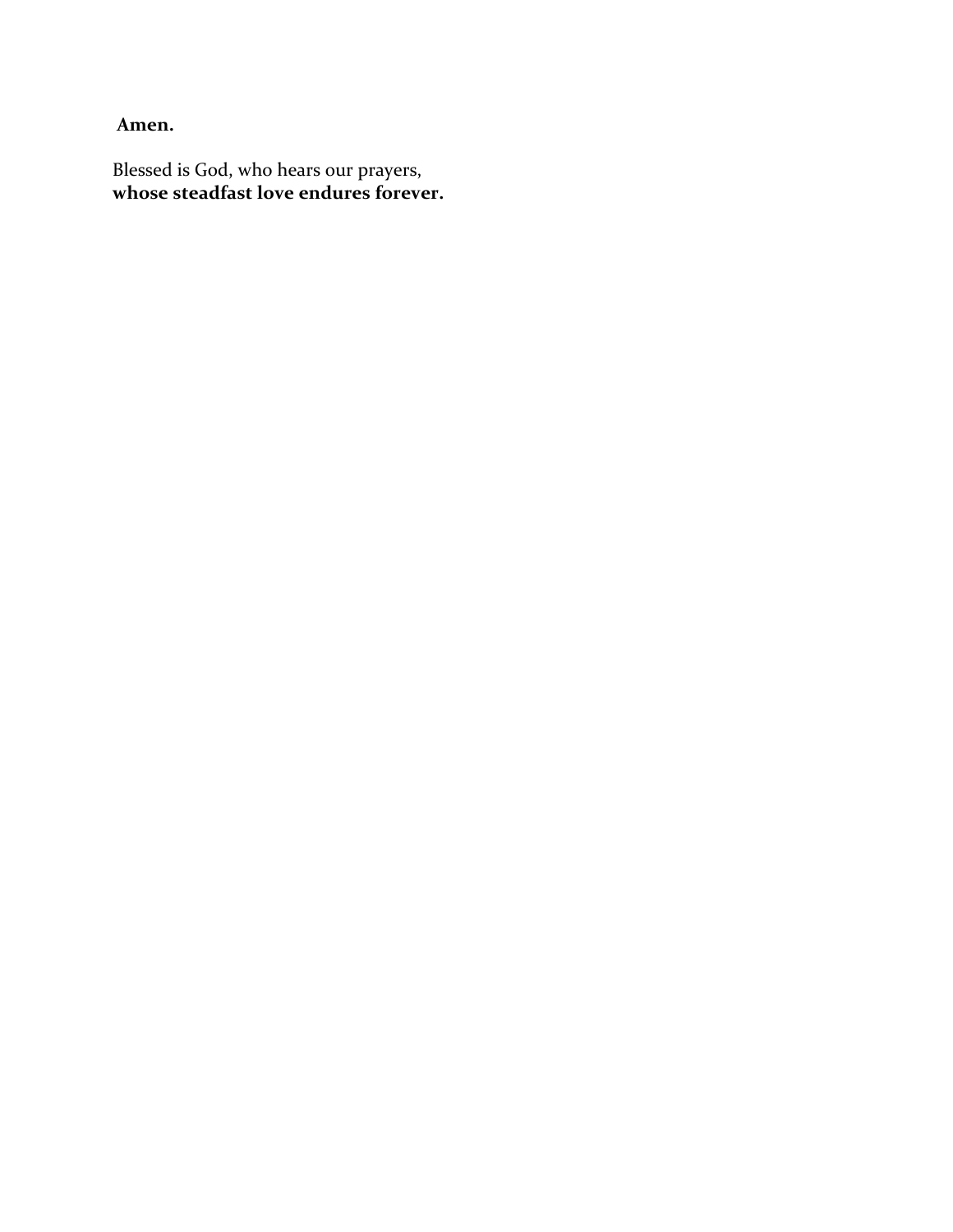**Amen.**

Blessed is God, who hears our prayers,
**whose steadfast love endures forever.**